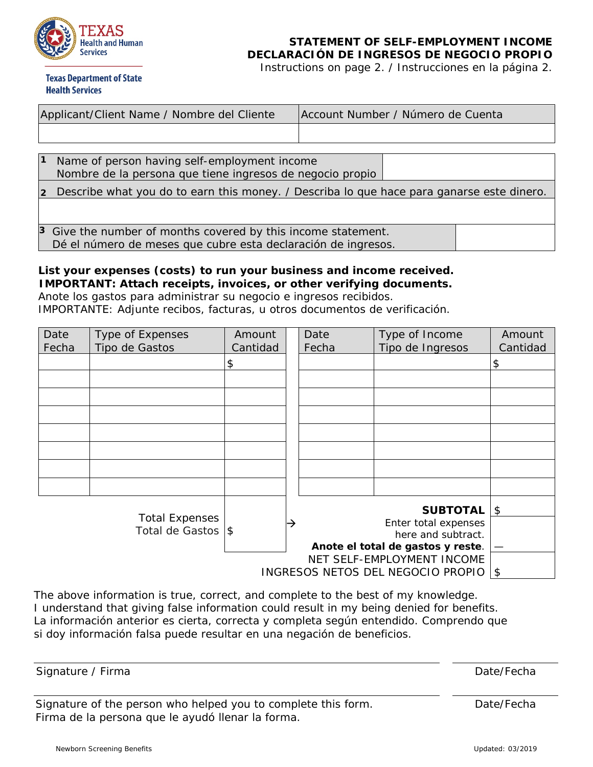Texas Health and Human Services

Texas Department of State Health Services

# STATEMENT OF SELF-EMPLOYMENT INCOME
# DECLARACIÓN DE INGRESOS DE NEGOCIO PROPIO

Instructions on page 2. / Instrucciones en la página 2.

| Applicant/Client Name / Nombre del Cliente | Account Number / Número de Cuenta |
|---|---|
| | |

| | |
|---|---|
| **1** Name of person having self-employment income<br>Nombre de la persona que tiene ingresos de negocio propio | |
| **2** Describe what you do to earn this money. / Describa lo que hace para ganarse este dinero. | |
| | |
| **3** Give the number of months covered by this income statement.<br>Dé el número de meses que cubre esta declaración de ingresos. | |

**List your expenses (costs) to run your business and income received.**
**IMPORTANT: Attach receipts, invoices, or other verifying documents.**
Anote los gastos para administrar su negocio e ingresos recibidos.
IMPORTANTE: Adjunte recibos, facturas, u otros documentos de verificación.

| Date<br>Fecha | Type of Expenses<br>Tipo de Gastos | Amount<br>Cantidad | Date<br>Fecha | Type of Income<br>Tipo de Ingresos | Amount<br>Cantidad |
|---|---|---|---|---|---|
| | | $ | | | $ |
| | | | | | |
| | | | | | |
| | | | | | |
| | | | | | |
| | | | | | |
| | | | | | |
| | | | | | |
| | Total Expenses<br>Total de Gastos | $ → | | **SUBTOTAL** | $ |
| | | | | Enter total expenses here and subtract.<br>**Anote el total de gastos y reste.** | — |
| | | | | NET SELF-EMPLOYMENT INCOME<br>INGRESOS NETOS DEL NEGOCIO PROPIO | $ |

The above information is true, correct, and complete to the best of my knowledge. I understand that giving false information could result in my being denied for benefits.
La información anterior es cierta, correcta y completa según entendido. Comprendo que si doy información falsa puede resultar en una negación de beneficios.

| | |
|---|---|
| Signature / Firma | Date/Fecha |
| Signature of the person who helped you to complete this form.<br>Firma de la persona que le ayudó llenar la forma. | Date/Fecha |

Newborn Screening Benefits

Updated: 03/2019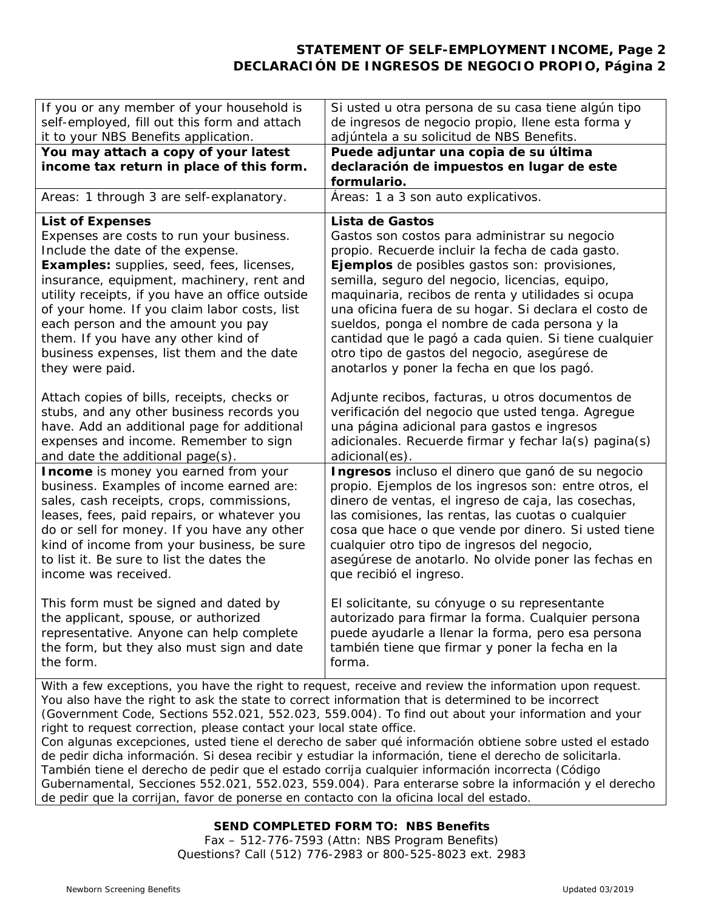## STATEMENT OF SELF-EMPLOYMENT INCOME, Page 2
## DECLARACIÓN DE INGRESOS DE NEGOCIO PROPIO, Página 2

| | |
|---|---|
| If you or any member of your household is self-employed, fill out this form and attach it to your NBS Benefits application. | Si usted u otra persona de su casa tiene algún tipo de ingresos de negocio propio, llene esta forma y adjúntela a su solicitud de NBS Benefits. |
| **You may attach a copy of your latest income tax return in place of this form.** | **Puede adjuntar una copia de su última declaración de impuestos en lugar de este formulario.** |
| Areas: 1 through 3 are self-explanatory. | Áreas: 1 a 3 son auto explicativos. |
| **List of Expenses**<br>Expenses are costs to run your business. Include the date of the expense.<br>**Examples:** supplies, seed, fees, licenses, insurance, equipment, machinery, rent and utility receipts, if you have an office outside of your home. If you claim labor costs, list each person and the amount you pay them. If you have any other kind of business expenses, list them and the date they were paid.<br><br>Attach copies of bills, receipts, checks or stubs, and any other business records you have. Add an additional page for additional expenses and income. Remember to sign and date the additional page(s). | **Lista de Gastos**<br>Gastos son costos para administrar su negocio propio. Recuerde incluir la fecha de cada gasto. **Ejemplos** de posibles gastos son: provisiones, semilla, seguro del negocio, licencias, equipo, maquinaria, recibos de renta y utilidades si ocupa una oficina fuera de su hogar. Si declara el costo de sueldos, ponga el nombre de cada persona y la cantidad que le pagó a cada quien. Si tiene cualquier otro tipo de gastos del negocio, asegúrese de anotarlos y poner la fecha en que los pagó.<br><br>Adjunte recibos, facturas, u otros documentos de verificación del negocio que usted tenga. Agregue una página adicional para gastos e ingresos adicionales. Recuerde firmar y fechar la(s) pagina(s) adicional(es). |
| **Income** is money you earned from your business. Examples of income earned are: sales, cash receipts, crops, commissions, leases, fees, paid repairs, or whatever you do or sell for money. If you have any other kind of income from your business, be sure to list it. Be sure to list the dates the income was received.<br><br>This form must be signed and dated by the applicant, spouse, or authorized representative. Anyone can help complete the form, but they also must sign and date the form. | **Ingresos** incluso el dinero que ganó de su negocio propio. Ejemplos de los ingresos son: entre otros, el dinero de ventas, el ingreso de caja, las cosechas, las comisiones, las rentas, las cuotas o cualquier cosa que hace o que vende por dinero. Si usted tiene cualquier otro tipo de ingresos del negocio, asegúrese de anotarlo. No olvide poner las fechas en que recibió el ingreso.<br><br>El solicitante, su cónyuge o su representante autorizado para firmar la forma. Cualquier persona puede ayudarle a llenar la forma, pero esa persona también tiene que firmar y poner la fecha en la forma. |

With a few exceptions, you have the right to request, receive and review the information upon request. You also have the right to ask the state to correct information that is determined to be incorrect (Government Code, Sections 552.021, 552.023, 559.004). To find out about your information and your right to request correction, please contact your local state office.
Con algunas excepciones, usted tiene el derecho de saber qué información obtiene sobre usted el estado de pedir dicha información. Si desea recibir y estudiar la información, tiene el derecho de solicitarla. También tiene el derecho de pedir que el estado corrija cualquier información incorrecta (Código Gubernamental, Secciones 552.021, 552.023, 559.004). Para enterarse sobre la información y el derecho de pedir que la corrijan, favor de ponerse en contacto con la oficina local del estado.

**SEND COMPLETED FORM TO: NBS Benefits**
Fax – 512-776-7593 (Attn: NBS Program Benefits)
Questions? Call (512) 776-2983 or 800-525-8023 ext. 2983

Newborn Screening Benefits — Updated 03/2019